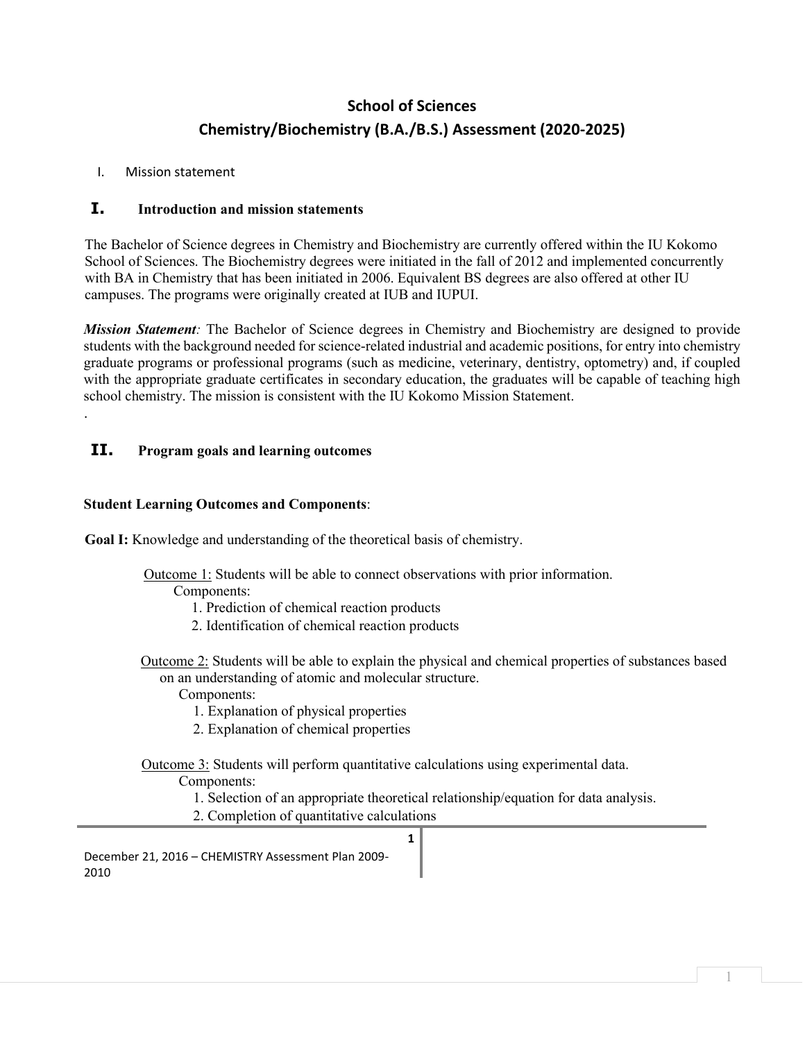# School of Sciences
# Chemistry/Biochemistry (B.A./B.S.) Assessment (2020-2025)

I. Mission statement

## I. Introduction and mission statements

The Bachelor of Science degrees in Chemistry and Biochemistry are currently offered within the IU Kokomo School of Sciences. The Biochemistry degrees were initiated in the fall of 2012 and implemented concurrently with BA in Chemistry that has been initiated in 2006. Equivalent BS degrees are also offered at other IU campuses. The programs were originally created at IUB and IUPUI.

***Mission Statement**:* The Bachelor of Science degrees in Chemistry and Biochemistry are designed to provide students with the background needed for science-related industrial and academic positions, for entry into chemistry graduate programs or professional programs (such as medicine, veterinary, dentistry, optometry) and, if coupled with the appropriate graduate certificates in secondary education, the graduates will be capable of teaching high school chemistry. The mission is consistent with the IU Kokomo Mission Statement.

.

## II. Program goals and learning outcomes

**Student Learning Outcomes and Components**:

**Goal I:** Knowledge and understanding of the theoretical basis of chemistry.

Outcome 1: Students will be able to connect observations with prior information.

Components:

1. Prediction of chemical reaction products
2. Identification of chemical reaction products

Outcome 2: Students will be able to explain the physical and chemical properties of substances based on an understanding of atomic and molecular structure.

Components:

1. Explanation of physical properties
2. Explanation of chemical properties

Outcome 3: Students will perform quantitative calculations using experimental data.

Components:

1. Selection of an appropriate theoretical relationship/equation for data analysis.
2. Completion of quantitative calculations

December 21, 2016 – CHEMISTRY Assessment Plan 2009-2010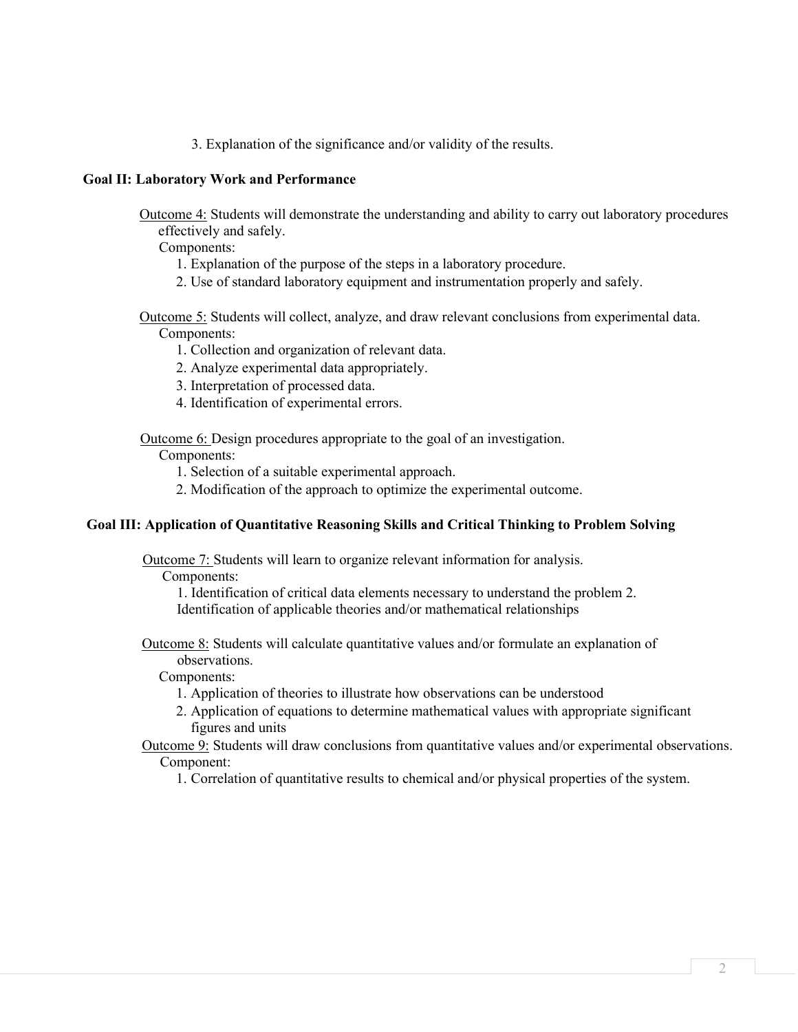3. Explanation of the significance and/or validity of the results.

**Goal II: Laboratory Work and Performance**

Outcome 4: Students will demonstrate the understanding and ability to carry out laboratory procedures effectively and safely.

Components:

1. Explanation of the purpose of the steps in a laboratory procedure.
2. Use of standard laboratory equipment and instrumentation properly and safely.

Outcome 5: Students will collect, analyze, and draw relevant conclusions from experimental data.

Components:

1. Collection and organization of relevant data.
2. Analyze experimental data appropriately.
3. Interpretation of processed data.
4. Identification of experimental errors.

Outcome 6: Design procedures appropriate to the goal of an investigation.

Components:

1. Selection of a suitable experimental approach.
2. Modification of the approach to optimize the experimental outcome.

**Goal III: Application of Quantitative Reasoning Skills and Critical Thinking to Problem Solving**

Outcome 7: Students will learn to organize relevant information for analysis.

Components:

1. Identification of critical data elements necessary to understand the problem 2. Identification of applicable theories and/or mathematical relationships

Outcome 8: Students will calculate quantitative values and/or formulate an explanation of observations.

Components:

1. Application of theories to illustrate how observations can be understood
2. Application of equations to determine mathematical values with appropriate significant figures and units

Outcome 9: Students will draw conclusions from quantitative values and/or experimental observations.

Component:

1. Correlation of quantitative results to chemical and/or physical properties of the system.